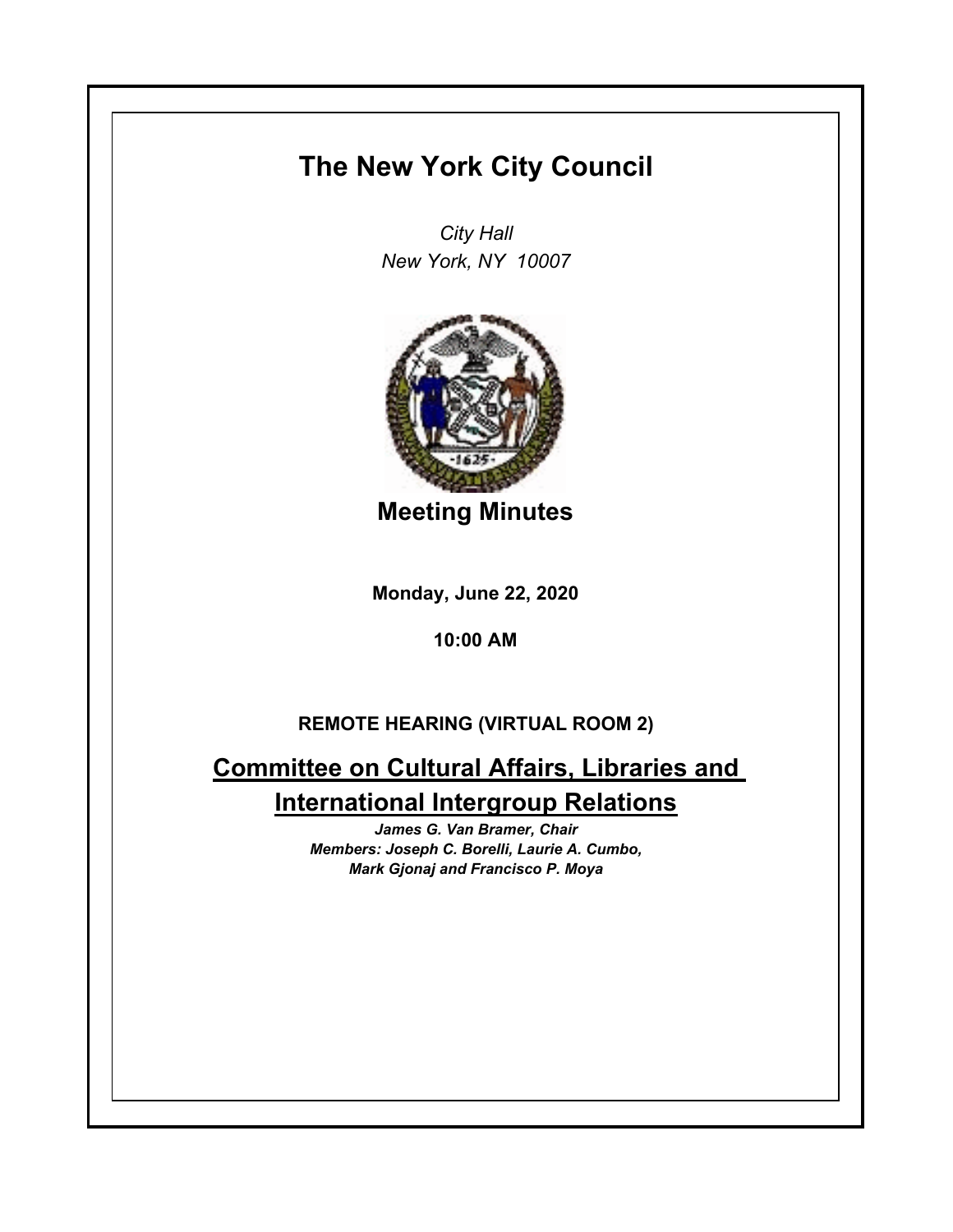# The New York City Council

*City Hall*
*New York, NY 10007*

## Meeting Minutes

**Monday, June 22, 2020**

**10:00 AM**

**REMOTE HEARING (VIRTUAL ROOM 2)**

## Committee on Cultural Affairs, Libraries and International Intergroup Relations

***James G. Van Bramer, Chair***
***Members: Joseph C. Borelli, Laurie A. Cumbo, Mark Gjonaj and Francisco P. Moya***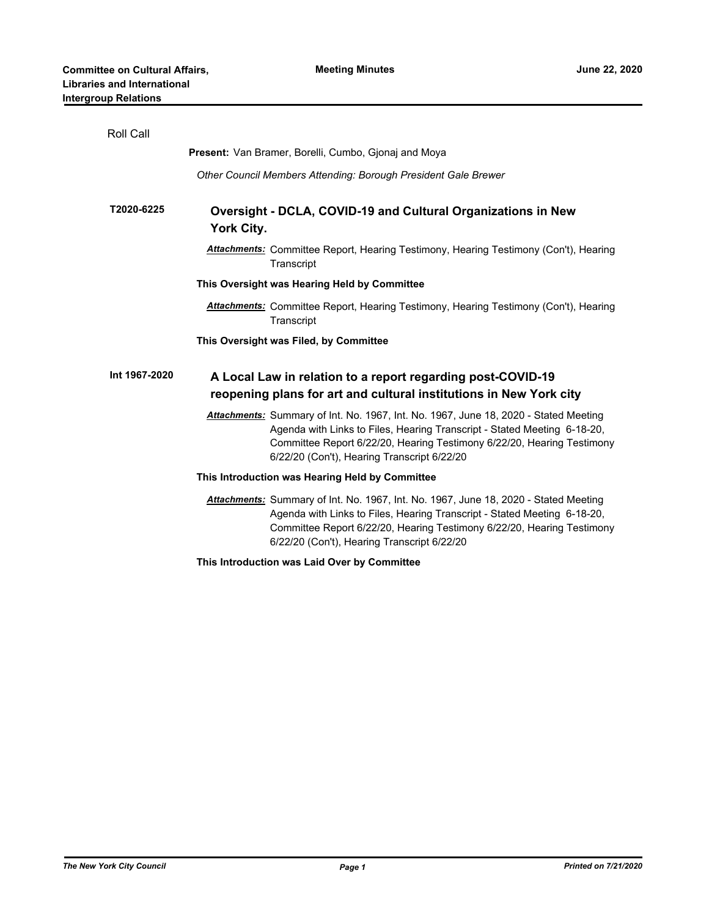Roll Call

**Present:** Van Bramer, Borelli, Cumbo, Gjonaj and Moya

*Other Council Members Attending: Borough President Gale Brewer*

**T2020-6225** **Oversight - DCLA, COVID-19 and Cultural Organizations in New York City.**

***Attachments:*** Committee Report, Hearing Testimony, Hearing Testimony (Con't), Hearing Transcript

**This Oversight was Hearing Held by Committee**

***Attachments:*** Committee Report, Hearing Testimony, Hearing Testimony (Con't), Hearing Transcript

**This Oversight was Filed, by Committee**

**Int 1967-2020** **A Local Law in relation to a report regarding post-COVID-19 reopening plans for art and cultural institutions in New York city**

***Attachments:*** Summary of Int. No. 1967, Int. No. 1967, June 18, 2020 - Stated Meeting Agenda with Links to Files, Hearing Transcript - Stated Meeting 6-18-20, Committee Report 6/22/20, Hearing Testimony 6/22/20, Hearing Testimony 6/22/20 (Con't), Hearing Transcript 6/22/20

**This Introduction was Hearing Held by Committee**

***Attachments:*** Summary of Int. No. 1967, Int. No. 1967, June 18, 2020 - Stated Meeting Agenda with Links to Files, Hearing Transcript - Stated Meeting 6-18-20, Committee Report 6/22/20, Hearing Testimony 6/22/20, Hearing Testimony 6/22/20 (Con't), Hearing Transcript 6/22/20

**This Introduction was Laid Over by Committee**